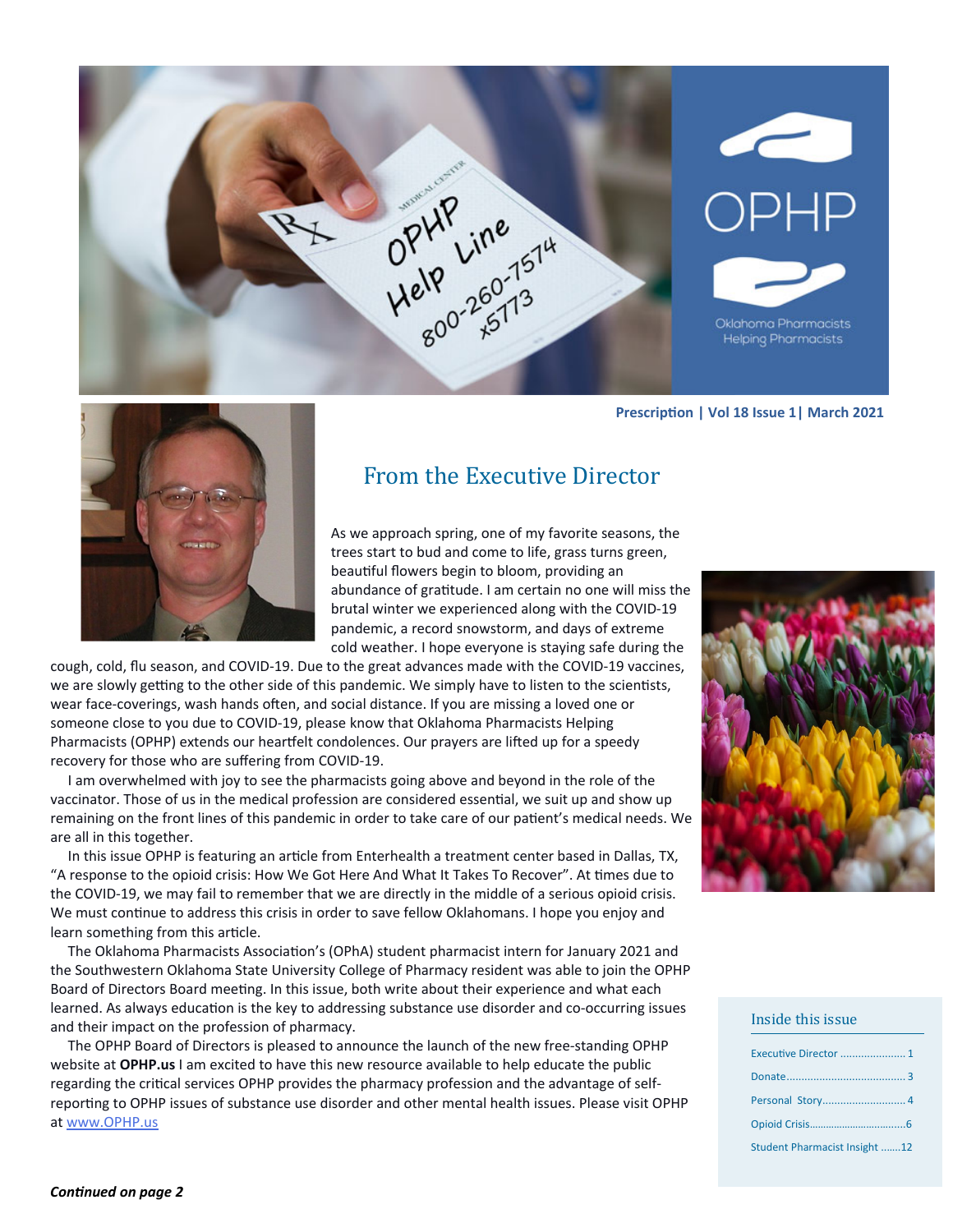OPHP Help Line 800-260-7574 x5773

OPHP

Oklahoma Pharmacists Helping Pharmacists

Prescription | Vol 18 Issue 1| March 2021

## From the Executive Director

As we approach spring, one of my favorite seasons, the trees start to bud and come to life, grass turns green, beautiful flowers begin to bloom, providing an abundance of gratitude. I am certain no one will miss the brutal winter we experienced along with the COVID-19 pandemic, a record snowstorm, and days of extreme cold weather. I hope everyone is staying safe during the cough, cold, flu season, and COVID-19. Due to the great advances made with the COVID-19 vaccines, we are slowly getting to the other side of this pandemic. We simply have to listen to the scientists, wear face-coverings, wash hands often, and social distance. If you are missing a loved one or someone close to you due to COVID-19, please know that Oklahoma Pharmacists Helping Pharmacists (OPHP) extends our heartfelt condolences. Our prayers are lifted up for a speedy recovery for those who are suffering from COVID-19.

I am overwhelmed with joy to see the pharmacists going above and beyond in the role of the vaccinator. Those of us in the medical profession are considered essential, we suit up and show up remaining on the front lines of this pandemic in order to take care of our patient's medical needs. We are all in this together.

In this issue OPHP is featuring an article from Enterhealth a treatment center based in Dallas, TX, "A response to the opioid crisis: How We Got Here And What It Takes To Recover". At times due to the COVID-19, we may fail to remember that we are directly in the middle of a serious opioid crisis. We must continue to address this crisis in order to save fellow Oklahomans. I hope you enjoy and learn something from this article.

The Oklahoma Pharmacists Association's (OPhA) student pharmacist intern for January 2021 and the Southwestern Oklahoma State University College of Pharmacy resident was able to join the OPHP Board of Directors Board meeting. In this issue, both write about their experience and what each learned. As always education is the key to addressing substance use disorder and co-occurring issues and their impact on the profession of pharmacy.

The OPHP Board of Directors is pleased to announce the launch of the new free-standing OPHP website at **OPHP.us** I am excited to have this new resource available to help educate the public regarding the critical services OPHP provides the pharmacy profession and the advantage of self-reporting to OPHP issues of substance use disorder and other mental health issues. Please visit OPHP at www.OPHP.us

***Continued on page 2***

### Inside this issue

- Executive Director ..................... 1
- Donate........................................ 3
- Personal Story............................ 4
- Opioid Crisis................................6
- Student Pharmacist Insight .......12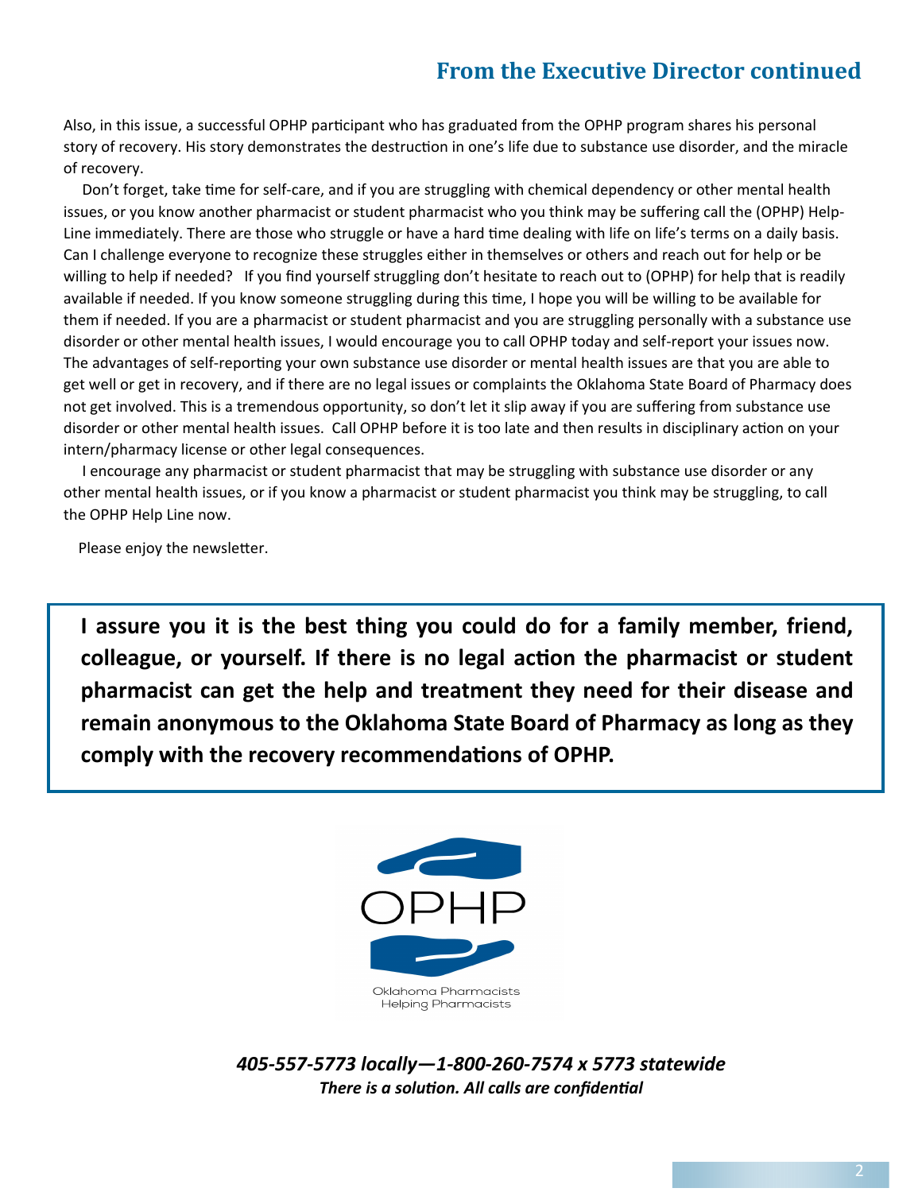## From the Executive Director continued

Also, in this issue, a successful OPHP participant who has graduated from the OPHP program shares his personal story of recovery. His story demonstrates the destruction in one's life due to substance use disorder, and the miracle of recovery.

Don't forget, take time for self-care, and if you are struggling with chemical dependency or other mental health issues, or you know another pharmacist or student pharmacist who you think may be suffering call the (OPHP) Help-Line immediately. There are those who struggle or have a hard time dealing with life on life's terms on a daily basis. Can I challenge everyone to recognize these struggles either in themselves or others and reach out for help or be willing to help if needed? If you find yourself struggling don't hesitate to reach out to (OPHP) for help that is readily available if needed. If you know someone struggling during this time, I hope you will be willing to be available for them if needed. If you are a pharmacist or student pharmacist and you are struggling personally with a substance use disorder or other mental health issues, I would encourage you to call OPHP today and self-report your issues now. The advantages of self-reporting your own substance use disorder or mental health issues are that you are able to get well or get in recovery, and if there are no legal issues or complaints the Oklahoma State Board of Pharmacy does not get involved. This is a tremendous opportunity, so don't let it slip away if you are suffering from substance use disorder or other mental health issues. Call OPHP before it is too late and then results in disciplinary action on your intern/pharmacy license or other legal consequences.

I encourage any pharmacist or student pharmacist that may be struggling with substance use disorder or any other mental health issues, or if you know a pharmacist or student pharmacist you think may be struggling, to call the OPHP Help Line now.

Please enjoy the newsletter.

**I assure you it is the best thing you could do for a family member, friend, colleague, or yourself. If there is no legal action the pharmacist or student pharmacist can get the help and treatment they need for their disease and remain anonymous to the Oklahoma State Board of Pharmacy as long as they comply with the recovery recommendations of OPHP.**

OPHP

Oklahoma Pharmacists Helping Pharmacists

***405-557-5773 locally—1-800-260-7574 x 5773 statewide***

***There is a solution. All calls are confidential***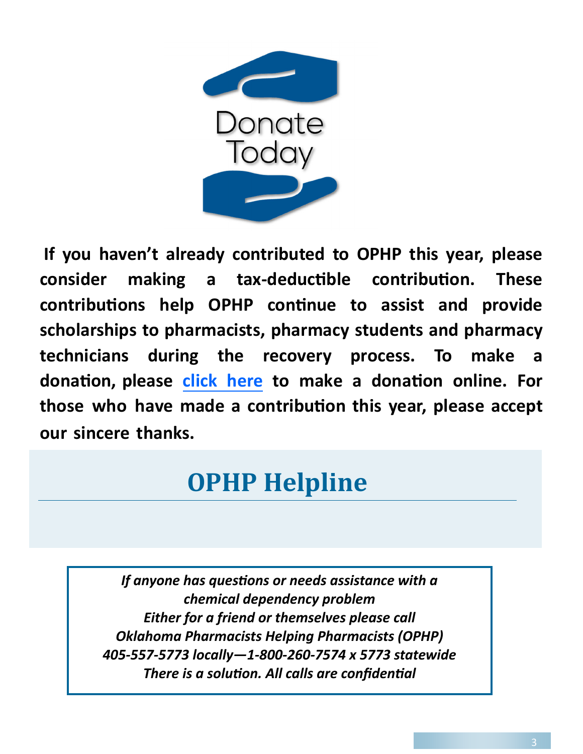Donate Today

**If you haven't already contributed to OPHP this year, please consider making a tax-deductible contribution. These contributions help OPHP continue to assist and provide scholarships to pharmacists, pharmacy students and pharmacy technicians during the recovery process. To make a donation, please click here to make a donation online. For those who have made a contribution this year, please accept our sincere thanks.**

## OPHP Helpline

*If anyone has questions or needs assistance with a chemical dependency problem*
*Either for a friend or themselves please call*
*Oklahoma Pharmacists Helping Pharmacists (OPHP)*
*405-557-5773 locally—1-800-260-7574 x 5773 statewide*
*There is a solution. All calls are confidential*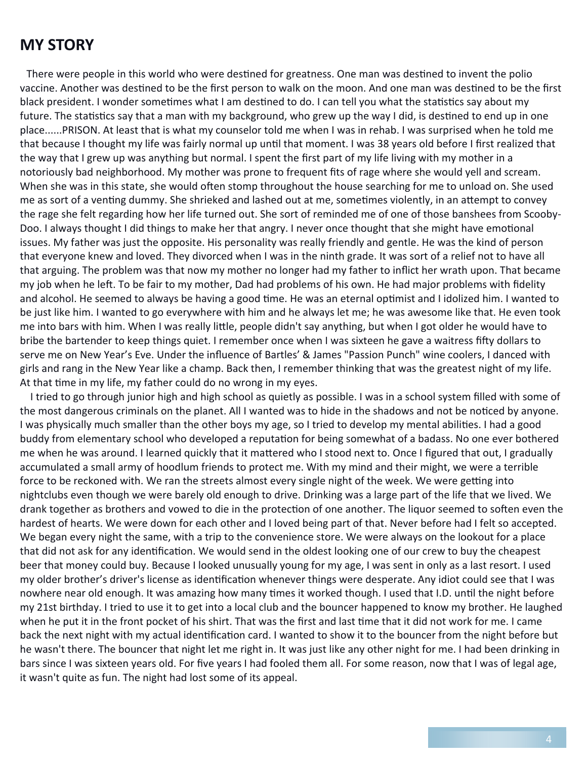## MY STORY

There were people in this world who were destined for greatness. One man was destined to invent the polio vaccine. Another was destined to be the first person to walk on the moon. And one man was destined to be the first black president. I wonder sometimes what I am destined to do. I can tell you what the statistics say about my future. The statistics say that a man with my background, who grew up the way I did, is destined to end up in one place......PRISON. At least that is what my counselor told me when I was in rehab. I was surprised when he told me that because I thought my life was fairly normal up until that moment. I was 38 years old before I first realized that the way that I grew up was anything but normal. I spent the first part of my life living with my mother in a notoriously bad neighborhood. My mother was prone to frequent fits of rage where she would yell and scream. When she was in this state, she would often stomp throughout the house searching for me to unload on. She used me as sort of a venting dummy. She shrieked and lashed out at me, sometimes violently, in an attempt to convey the rage she felt regarding how her life turned out. She sort of reminded me of one of those banshees from Scooby-Doo. I always thought I did things to make her that angry. I never once thought that she might have emotional issues. My father was just the opposite. His personality was really friendly and gentle. He was the kind of person that everyone knew and loved. They divorced when I was in the ninth grade. It was sort of a relief not to have all that arguing. The problem was that now my mother no longer had my father to inflict her wrath upon. That became my job when he left. To be fair to my mother, Dad had problems of his own. He had major problems with fidelity and alcohol. He seemed to always be having a good time. He was an eternal optimist and I idolized him. I wanted to be just like him. I wanted to go everywhere with him and he always let me; he was awesome like that. He even took me into bars with him. When I was really little, people didn't say anything, but when I got older he would have to bribe the bartender to keep things quiet. I remember once when I was sixteen he gave a waitress fifty dollars to serve me on New Year's Eve. Under the influence of Bartles' & James "Passion Punch" wine coolers, I danced with girls and rang in the New Year like a champ. Back then, I remember thinking that was the greatest night of my life. At that time in my life, my father could do no wrong in my eyes.

I tried to go through junior high and high school as quietly as possible. I was in a school system filled with some of the most dangerous criminals on the planet. All I wanted was to hide in the shadows and not be noticed by anyone. I was physically much smaller than the other boys my age, so I tried to develop my mental abilities. I had a good buddy from elementary school who developed a reputation for being somewhat of a badass. No one ever bothered me when he was around. I learned quickly that it mattered who I stood next to. Once I figured that out, I gradually accumulated a small army of hoodlum friends to protect me. With my mind and their might, we were a terrible force to be reckoned with. We ran the streets almost every single night of the week. We were getting into nightclubs even though we were barely old enough to drive. Drinking was a large part of the life that we lived. We drank together as brothers and vowed to die in the protection of one another. The liquor seemed to soften even the hardest of hearts. We were down for each other and I loved being part of that. Never before had I felt so accepted. We began every night the same, with a trip to the convenience store. We were always on the lookout for a place that did not ask for any identification. We would send in the oldest looking one of our crew to buy the cheapest beer that money could buy. Because I looked unusually young for my age, I was sent in only as a last resort. I used my older brother's driver's license as identification whenever things were desperate. Any idiot could see that I was nowhere near old enough. It was amazing how many times it worked though. I used that I.D. until the night before my 21st birthday. I tried to use it to get into a local club and the bouncer happened to know my brother. He laughed when he put it in the front pocket of his shirt. That was the first and last time that it did not work for me. I came back the next night with my actual identification card. I wanted to show it to the bouncer from the night before but he wasn't there. The bouncer that night let me right in. It was just like any other night for me. I had been drinking in bars since I was sixteen years old. For five years I had fooled them all. For some reason, now that I was of legal age, it wasn't quite as fun. The night had lost some of its appeal.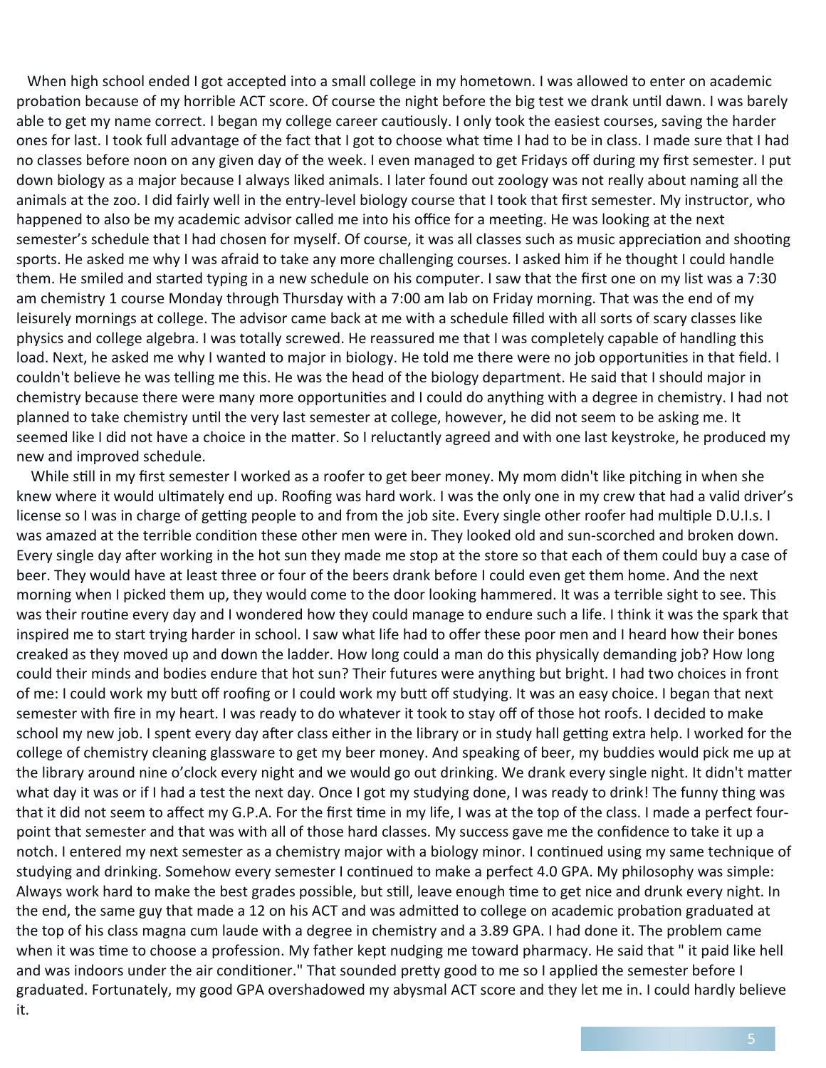When high school ended I got accepted into a small college in my hometown. I was allowed to enter on academic probation because of my horrible ACT score. Of course the night before the big test we drank until dawn. I was barely able to get my name correct. I began my college career cautiously. I only took the easiest courses, saving the harder ones for last. I took full advantage of the fact that I got to choose what time I had to be in class. I made sure that I had no classes before noon on any given day of the week. I even managed to get Fridays off during my first semester. I put down biology as a major because I always liked animals. I later found out zoology was not really about naming all the animals at the zoo. I did fairly well in the entry-level biology course that I took that first semester. My instructor, who happened to also be my academic advisor called me into his office for a meeting. He was looking at the next semester's schedule that I had chosen for myself. Of course, it was all classes such as music appreciation and shooting sports. He asked me why I was afraid to take any more challenging courses. I asked him if he thought I could handle them. He smiled and started typing in a new schedule on his computer. I saw that the first one on my list was a 7:30 am chemistry 1 course Monday through Thursday with a 7:00 am lab on Friday morning. That was the end of my leisurely mornings at college. The advisor came back at me with a schedule filled with all sorts of scary classes like physics and college algebra. I was totally screwed. He reassured me that I was completely capable of handling this load. Next, he asked me why I wanted to major in biology. He told me there were no job opportunities in that field. I couldn't believe he was telling me this. He was the head of the biology department. He said that I should major in chemistry because there were many more opportunities and I could do anything with a degree in chemistry. I had not planned to take chemistry until the very last semester at college, however, he did not seem to be asking me. It seemed like I did not have a choice in the matter. So I reluctantly agreed and with one last keystroke, he produced my new and improved schedule.

While still in my first semester I worked as a roofer to get beer money. My mom didn't like pitching in when she knew where it would ultimately end up. Roofing was hard work. I was the only one in my crew that had a valid driver's license so I was in charge of getting people to and from the job site. Every single other roofer had multiple D.U.I.s. I was amazed at the terrible condition these other men were in. They looked old and sun-scorched and broken down. Every single day after working in the hot sun they made me stop at the store so that each of them could buy a case of beer. They would have at least three or four of the beers drank before I could even get them home. And the next morning when I picked them up, they would come to the door looking hammered. It was a terrible sight to see. This was their routine every day and I wondered how they could manage to endure such a life. I think it was the spark that inspired me to start trying harder in school. I saw what life had to offer these poor men and I heard how their bones creaked as they moved up and down the ladder. How long could a man do this physically demanding job? How long could their minds and bodies endure that hot sun? Their futures were anything but bright. I had two choices in front of me: I could work my butt off roofing or I could work my butt off studying. It was an easy choice. I began that next semester with fire in my heart. I was ready to do whatever it took to stay off of those hot roofs. I decided to make school my new job. I spent every day after class either in the library or in study hall getting extra help. I worked for the college of chemistry cleaning glassware to get my beer money. And speaking of beer, my buddies would pick me up at the library around nine o'clock every night and we would go out drinking. We drank every single night. It didn't matter what day it was or if I had a test the next day. Once I got my studying done, I was ready to drink! The funny thing was that it did not seem to affect my G.P.A. For the first time in my life, I was at the top of the class. I made a perfect four-point that semester and that was with all of those hard classes. My success gave me the confidence to take it up a notch. I entered my next semester as a chemistry major with a biology minor. I continued using my same technique of studying and drinking. Somehow every semester I continued to make a perfect 4.0 GPA. My philosophy was simple: Always work hard to make the best grades possible, but still, leave enough time to get nice and drunk every night. In the end, the same guy that made a 12 on his ACT and was admitted to college on academic probation graduated at the top of his class magna cum laude with a degree in chemistry and a 3.89 GPA. I had done it. The problem came when it was time to choose a profession. My father kept nudging me toward pharmacy. He said that " it paid like hell and was indoors under the air conditioner." That sounded pretty good to me so I applied the semester before I graduated. Fortunately, my good GPA overshadowed my abysmal ACT score and they let me in. I could hardly believe it.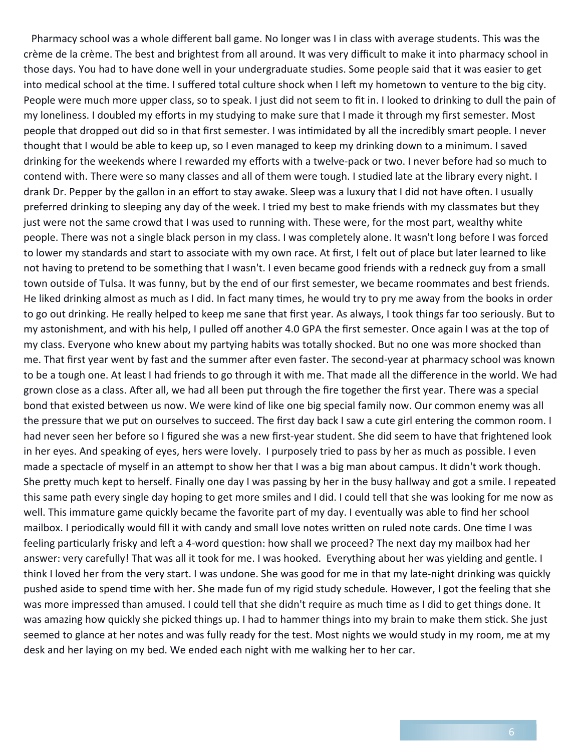Pharmacy school was a whole different ball game. No longer was I in class with average students. This was the crème de la crème. The best and brightest from all around. It was very difficult to make it into pharmacy school in those days. You had to have done well in your undergraduate studies. Some people said that it was easier to get into medical school at the time. I suffered total culture shock when I left my hometown to venture to the big city. People were much more upper class, so to speak. I just did not seem to fit in. I looked to drinking to dull the pain of my loneliness. I doubled my efforts in my studying to make sure that I made it through my first semester. Most people that dropped out did so in that first semester. I was intimidated by all the incredibly smart people. I never thought that I would be able to keep up, so I even managed to keep my drinking down to a minimum. I saved drinking for the weekends where I rewarded my efforts with a twelve-pack or two. I never before had so much to contend with. There were so many classes and all of them were tough. I studied late at the library every night. I drank Dr. Pepper by the gallon in an effort to stay awake. Sleep was a luxury that I did not have often. I usually preferred drinking to sleeping any day of the week. I tried my best to make friends with my classmates but they just were not the same crowd that I was used to running with. These were, for the most part, wealthy white people. There was not a single black person in my class. I was completely alone. It wasn't long before I was forced to lower my standards and start to associate with my own race. At first, I felt out of place but later learned to like not having to pretend to be something that I wasn't. I even became good friends with a redneck guy from a small town outside of Tulsa. It was funny, but by the end of our first semester, we became roommates and best friends. He liked drinking almost as much as I did. In fact many times, he would try to pry me away from the books in order to go out drinking. He really helped to keep me sane that first year. As always, I took things far too seriously. But to my astonishment, and with his help, I pulled off another 4.0 GPA the first semester. Once again I was at the top of my class. Everyone who knew about my partying habits was totally shocked. But no one was more shocked than me. That first year went by fast and the summer after even faster. The second-year at pharmacy school was known to be a tough one. At least I had friends to go through it with me. That made all the difference in the world. We had grown close as a class. After all, we had all been put through the fire together the first year. There was a special bond that existed between us now. We were kind of like one big special family now. Our common enemy was all the pressure that we put on ourselves to succeed. The first day back I saw a cute girl entering the common room. I had never seen her before so I figured she was a new first-year student. She did seem to have that frightened look in her eyes. And speaking of eyes, hers were lovely. I purposely tried to pass by her as much as possible. I even made a spectacle of myself in an attempt to show her that I was a big man about campus. It didn't work though. She pretty much kept to herself. Finally one day I was passing by her in the busy hallway and got a smile. I repeated this same path every single day hoping to get more smiles and I did. I could tell that she was looking for me now as well. This immature game quickly became the favorite part of my day. I eventually was able to find her school mailbox. I periodically would fill it with candy and small love notes written on ruled note cards. One time I was feeling particularly frisky and left a 4-word question: how shall we proceed? The next day my mailbox had her answer: very carefully! That was all it took for me. I was hooked. Everything about her was yielding and gentle. I think I loved her from the very start. I was undone. She was good for me in that my late-night drinking was quickly pushed aside to spend time with her. She made fun of my rigid study schedule. However, I got the feeling that she was more impressed than amused. I could tell that she didn't require as much time as I did to get things done. It was amazing how quickly she picked things up. I had to hammer things into my brain to make them stick. She just seemed to glance at her notes and was fully ready for the test. Most nights we would study in my room, me at my desk and her laying on my bed. We ended each night with me walking her to her car.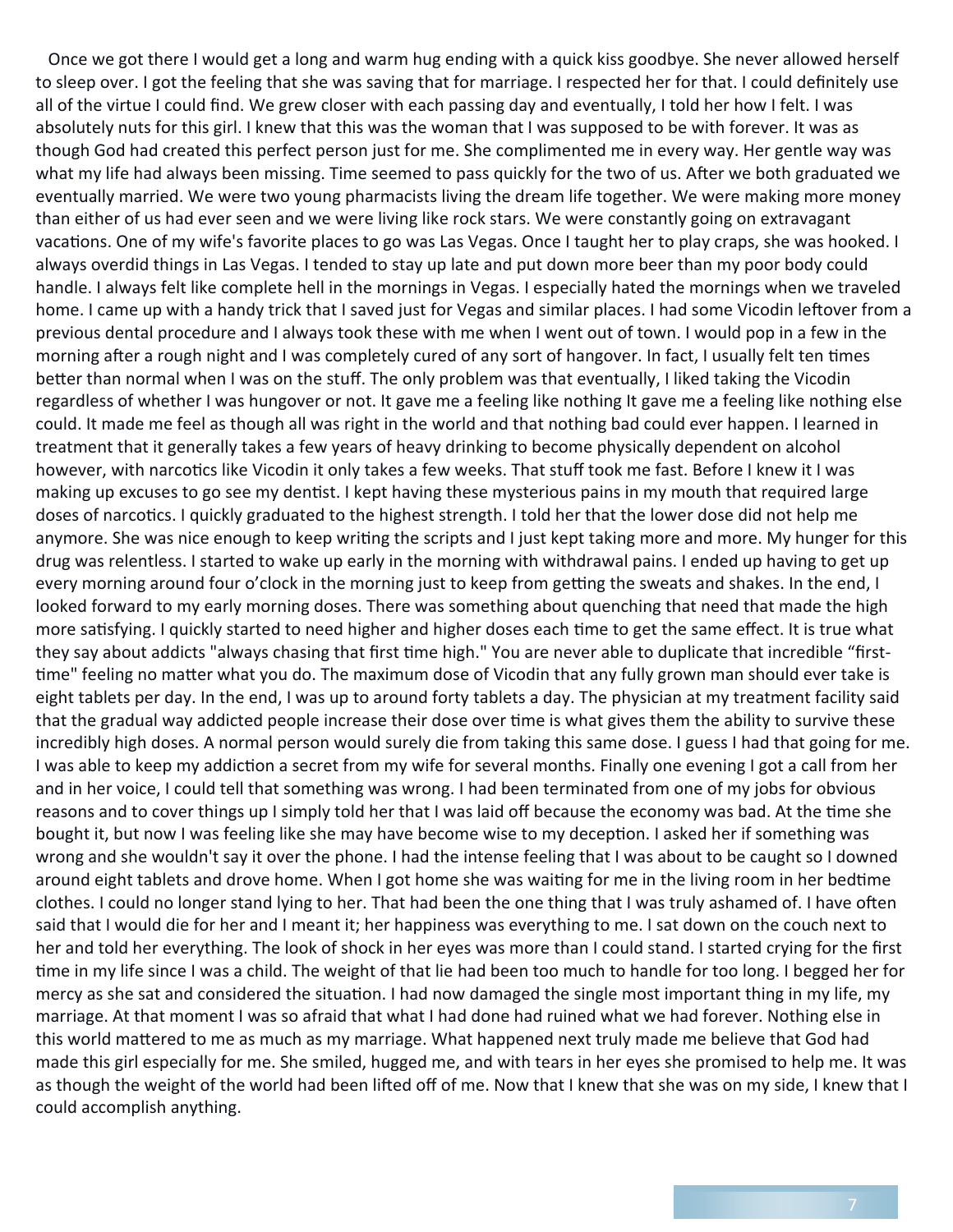Once we got there I would get a long and warm hug ending with a quick kiss goodbye. She never allowed herself to sleep over. I got the feeling that she was saving that for marriage. I respected her for that. I could definitely use all of the virtue I could find. We grew closer with each passing day and eventually, I told her how I felt. I was absolutely nuts for this girl. I knew that this was the woman that I was supposed to be with forever. It was as though God had created this perfect person just for me. She complimented me in every way. Her gentle way was what my life had always been missing. Time seemed to pass quickly for the two of us. After we both graduated we eventually married. We were two young pharmacists living the dream life together. We were making more money than either of us had ever seen and we were living like rock stars. We were constantly going on extravagant vacations. One of my wife's favorite places to go was Las Vegas. Once I taught her to play craps, she was hooked. I always overdid things in Las Vegas. I tended to stay up late and put down more beer than my poor body could handle. I always felt like complete hell in the mornings in Vegas. I especially hated the mornings when we traveled home. I came up with a handy trick that I saved just for Vegas and similar places. I had some Vicodin leftover from a previous dental procedure and I always took these with me when I went out of town. I would pop in a few in the morning after a rough night and I was completely cured of any sort of hangover. In fact, I usually felt ten times better than normal when I was on the stuff. The only problem was that eventually, I liked taking the Vicodin regardless of whether I was hungover or not. It gave me a feeling like nothing It gave me a feeling like nothing else could. It made me feel as though all was right in the world and that nothing bad could ever happen. I learned in treatment that it generally takes a few years of heavy drinking to become physically dependent on alcohol however, with narcotics like Vicodin it only takes a few weeks. That stuff took me fast. Before I knew it I was making up excuses to go see my dentist. I kept having these mysterious pains in my mouth that required large doses of narcotics. I quickly graduated to the highest strength. I told her that the lower dose did not help me anymore. She was nice enough to keep writing the scripts and I just kept taking more and more. My hunger for this drug was relentless. I started to wake up early in the morning with withdrawal pains. I ended up having to get up every morning around four o'clock in the morning just to keep from getting the sweats and shakes. In the end, I looked forward to my early morning doses. There was something about quenching that need that made the high more satisfying. I quickly started to need higher and higher doses each time to get the same effect. It is true what they say about addicts "always chasing that first time high." You are never able to duplicate that incredible "first-time" feeling no matter what you do. The maximum dose of Vicodin that any fully grown man should ever take is eight tablets per day. In the end, I was up to around forty tablets a day. The physician at my treatment facility said that the gradual way addicted people increase their dose over time is what gives them the ability to survive these incredibly high doses. A normal person would surely die from taking this same dose. I guess I had that going for me. I was able to keep my addiction a secret from my wife for several months. Finally one evening I got a call from her and in her voice, I could tell that something was wrong. I had been terminated from one of my jobs for obvious reasons and to cover things up I simply told her that I was laid off because the economy was bad. At the time she bought it, but now I was feeling like she may have become wise to my deception. I asked her if something was wrong and she wouldn't say it over the phone. I had the intense feeling that I was about to be caught so I downed around eight tablets and drove home. When I got home she was waiting for me in the living room in her bedtime clothes. I could no longer stand lying to her. That had been the one thing that I was truly ashamed of. I have often said that I would die for her and I meant it; her happiness was everything to me. I sat down on the couch next to her and told her everything. The look of shock in her eyes was more than I could stand. I started crying for the first time in my life since I was a child. The weight of that lie had been too much to handle for too long. I begged her for mercy as she sat and considered the situation. I had now damaged the single most important thing in my life, my marriage. At that moment I was so afraid that what I had done had ruined what we had forever. Nothing else in this world mattered to me as much as my marriage. What happened next truly made me believe that God had made this girl especially for me. She smiled, hugged me, and with tears in her eyes she promised to help me. It was as though the weight of the world had been lifted off of me. Now that I knew that she was on my side, I knew that I could accomplish anything.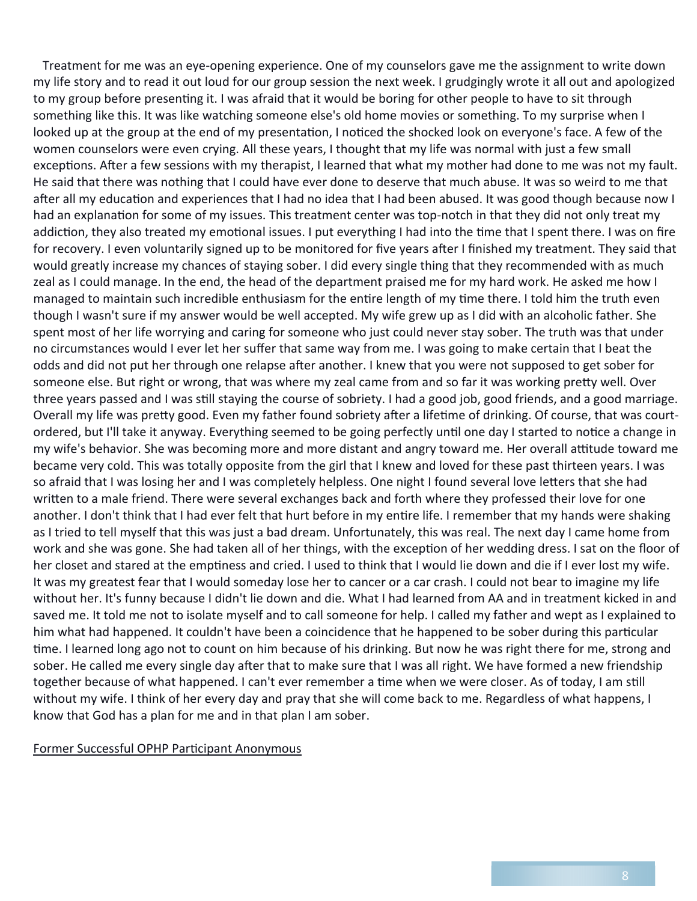Treatment for me was an eye-opening experience. One of my counselors gave me the assignment to write down my life story and to read it out loud for our group session the next week. I grudgingly wrote it all out and apologized to my group before presenting it. I was afraid that it would be boring for other people to have to sit through something like this. It was like watching someone else's old home movies or something. To my surprise when I looked up at the group at the end of my presentation, I noticed the shocked look on everyone's face. A few of the women counselors were even crying. All these years, I thought that my life was normal with just a few small exceptions. After a few sessions with my therapist, I learned that what my mother had done to me was not my fault. He said that there was nothing that I could have ever done to deserve that much abuse. It was so weird to me that after all my education and experiences that I had no idea that I had been abused. It was good though because now I had an explanation for some of my issues. This treatment center was top-notch in that they did not only treat my addiction, they also treated my emotional issues. I put everything I had into the time that I spent there. I was on fire for recovery. I even voluntarily signed up to be monitored for five years after I finished my treatment. They said that would greatly increase my chances of staying sober. I did every single thing that they recommended with as much zeal as I could manage. In the end, the head of the department praised me for my hard work. He asked me how I managed to maintain such incredible enthusiasm for the entire length of my time there. I told him the truth even though I wasn't sure if my answer would be well accepted. My wife grew up as I did with an alcoholic father. She spent most of her life worrying and caring for someone who just could never stay sober. The truth was that under no circumstances would I ever let her suffer that same way from me. I was going to make certain that I beat the odds and did not put her through one relapse after another. I knew that you were not supposed to get sober for someone else. But right or wrong, that was where my zeal came from and so far it was working pretty well. Over three years passed and I was still staying the course of sobriety. I had a good job, good friends, and a good marriage. Overall my life was pretty good. Even my father found sobriety after a lifetime of drinking. Of course, that was court-ordered, but I'll take it anyway. Everything seemed to be going perfectly until one day I started to notice a change in my wife's behavior. She was becoming more and more distant and angry toward me. Her overall attitude toward me became very cold. This was totally opposite from the girl that I knew and loved for these past thirteen years. I was so afraid that I was losing her and I was completely helpless. One night I found several love letters that she had written to a male friend. There were several exchanges back and forth where they professed their love for one another. I don't think that I had ever felt that hurt before in my entire life. I remember that my hands were shaking as I tried to tell myself that this was just a bad dream. Unfortunately, this was real. The next day I came home from work and she was gone. She had taken all of her things, with the exception of her wedding dress. I sat on the floor of her closet and stared at the emptiness and cried. I used to think that I would lie down and die if I ever lost my wife. It was my greatest fear that I would someday lose her to cancer or a car crash. I could not bear to imagine my life without her. It's funny because I didn't lie down and die. What I had learned from AA and in treatment kicked in and saved me. It told me not to isolate myself and to call someone for help. I called my father and wept as I explained to him what had happened. It couldn't have been a coincidence that he happened to be sober during this particular time. I learned long ago not to count on him because of his drinking. But now he was right there for me, strong and sober. He called me every single day after that to make sure that I was all right. We have formed a new friendship together because of what happened. I can't ever remember a time when we were closer. As of today, I am still without my wife. I think of her every day and pray that she will come back to me. Regardless of what happens, I know that God has a plan for me and in that plan I am sober.

Former Successful OPHP Participant Anonymous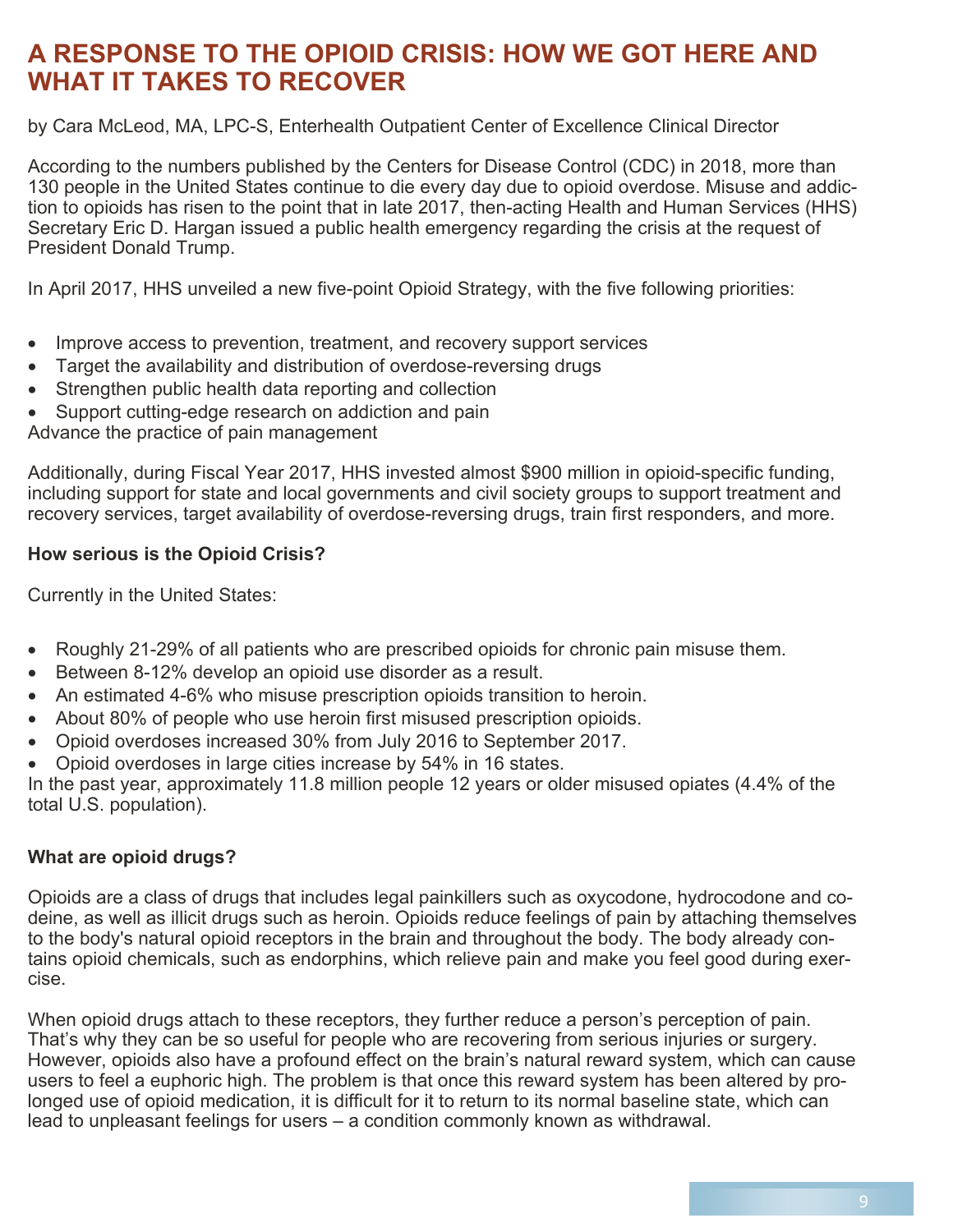# A RESPONSE TO THE OPIOID CRISIS: HOW WE GOT HERE AND WHAT IT TAKES TO RECOVER

by Cara McLeod, MA, LPC-S, Enterhealth Outpatient Center of Excellence Clinical Director

According to the numbers published by the Centers for Disease Control (CDC) in 2018, more than 130 people in the United States continue to die every day due to opioid overdose. Misuse and addiction to opioids has risen to the point that in late 2017, then-acting Health and Human Services (HHS) Secretary Eric D. Hargan issued a public health emergency regarding the crisis at the request of President Donald Trump.

In April 2017, HHS unveiled a new five-point Opioid Strategy, with the five following priorities:

- Improve access to prevention, treatment, and recovery support services
- Target the availability and distribution of overdose-reversing drugs
- Strengthen public health data reporting and collection
- Support cutting-edge research on addiction and pain

Advance the practice of pain management

Additionally, during Fiscal Year 2017, HHS invested almost $900 million in opioid-specific funding, including support for state and local governments and civil society groups to support treatment and recovery services, target availability of overdose-reversing drugs, train first responders, and more.

**How serious is the Opioid Crisis?**

Currently in the United States:

- Roughly 21-29% of all patients who are prescribed opioids for chronic pain misuse them.
- Between 8-12% develop an opioid use disorder as a result.
- An estimated 4-6% who misuse prescription opioids transition to heroin.
- About 80% of people who use heroin first misused prescription opioids.
- Opioid overdoses increased 30% from July 2016 to September 2017.
- Opioid overdoses in large cities increase by 54% in 16 states.

In the past year, approximately 11.8 million people 12 years or older misused opiates (4.4% of the total U.S. population).

**What are opioid drugs?**

Opioids are a class of drugs that includes legal painkillers such as oxycodone, hydrocodone and codeine, as well as illicit drugs such as heroin. Opioids reduce feelings of pain by attaching themselves to the body's natural opioid receptors in the brain and throughout the body. The body already contains opioid chemicals, such as endorphins, which relieve pain and make you feel good during exercise.

When opioid drugs attach to these receptors, they further reduce a person's perception of pain. That's why they can be so useful for people who are recovering from serious injuries or surgery. However, opioids also have a profound effect on the brain's natural reward system, which can cause users to feel a euphoric high. The problem is that once this reward system has been altered by prolonged use of opioid medication, it is difficult for it to return to its normal baseline state, which can lead to unpleasant feelings for users – a condition commonly known as withdrawal.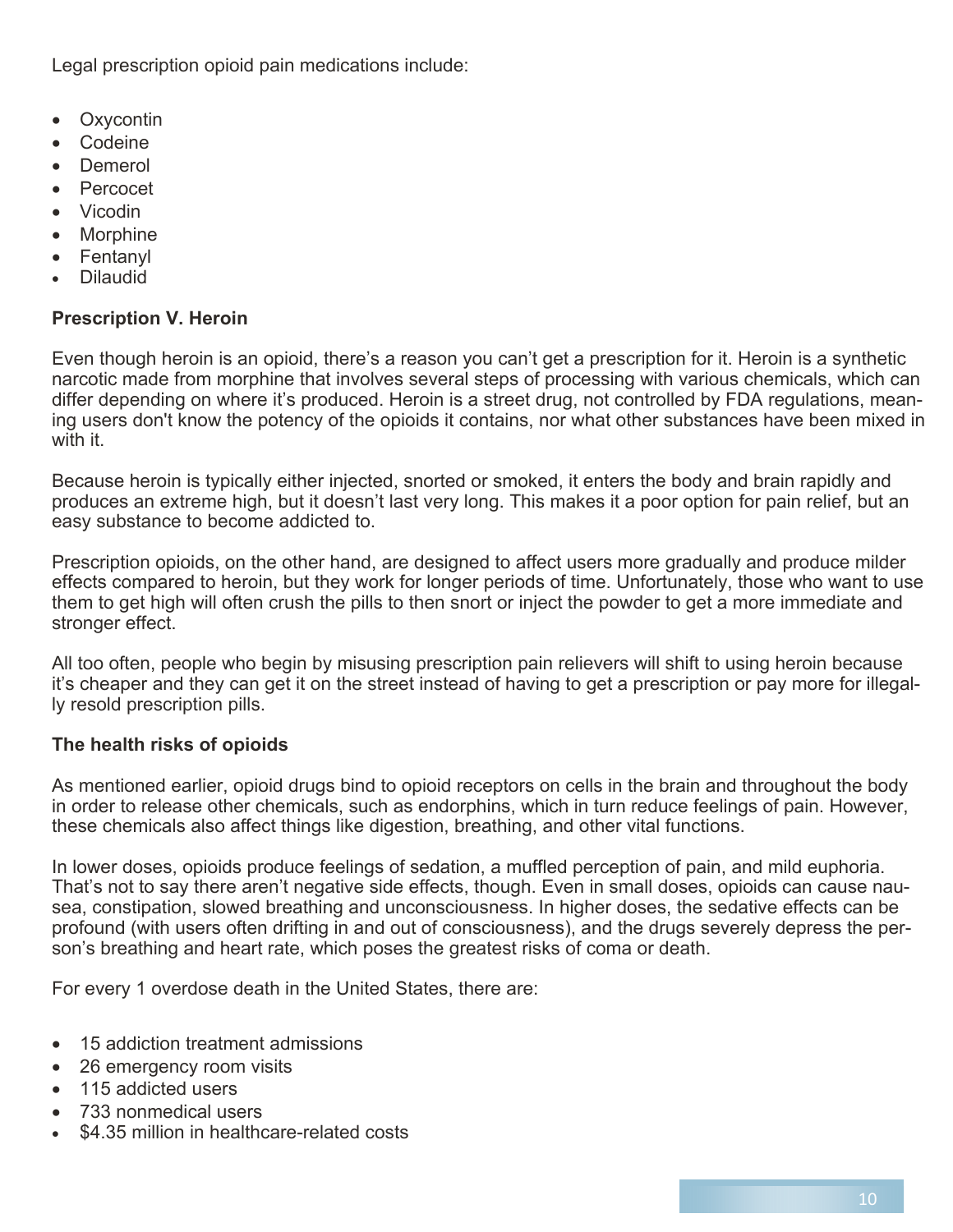Legal prescription opioid pain medications include:

- Oxycontin
- Codeine
- Demerol
- Percocet
- Vicodin
- Morphine
- Fentanyl
- Dilaudid

**Prescription V. Heroin**

Even though heroin is an opioid, there's a reason you can't get a prescription for it. Heroin is a synthetic narcotic made from morphine that involves several steps of processing with various chemicals, which can differ depending on where it's produced. Heroin is a street drug, not controlled by FDA regulations, meaning users don't know the potency of the opioids it contains, nor what other substances have been mixed in with it.

Because heroin is typically either injected, snorted or smoked, it enters the body and brain rapidly and produces an extreme high, but it doesn't last very long. This makes it a poor option for pain relief, but an easy substance to become addicted to.

Prescription opioids, on the other hand, are designed to affect users more gradually and produce milder effects compared to heroin, but they work for longer periods of time. Unfortunately, those who want to use them to get high will often crush the pills to then snort or inject the powder to get a more immediate and stronger effect.

All too often, people who begin by misusing prescription pain relievers will shift to using heroin because it's cheaper and they can get it on the street instead of having to get a prescription or pay more for illegally resold prescription pills.

**The health risks of opioids**

As mentioned earlier, opioid drugs bind to opioid receptors on cells in the brain and throughout the body in order to release other chemicals, such as endorphins, which in turn reduce feelings of pain. However, these chemicals also affect things like digestion, breathing, and other vital functions.

In lower doses, opioids produce feelings of sedation, a muffled perception of pain, and mild euphoria. That's not to say there aren't negative side effects, though. Even in small doses, opioids can cause nausea, constipation, slowed breathing and unconsciousness. In higher doses, the sedative effects can be profound (with users often drifting in and out of consciousness), and the drugs severely depress the person's breathing and heart rate, which poses the greatest risks of coma or death.

For every 1 overdose death in the United States, there are:

- 15 addiction treatment admissions
- 26 emergency room visits
- 115 addicted users
- 733 nonmedical users
- $4.35 million in healthcare-related costs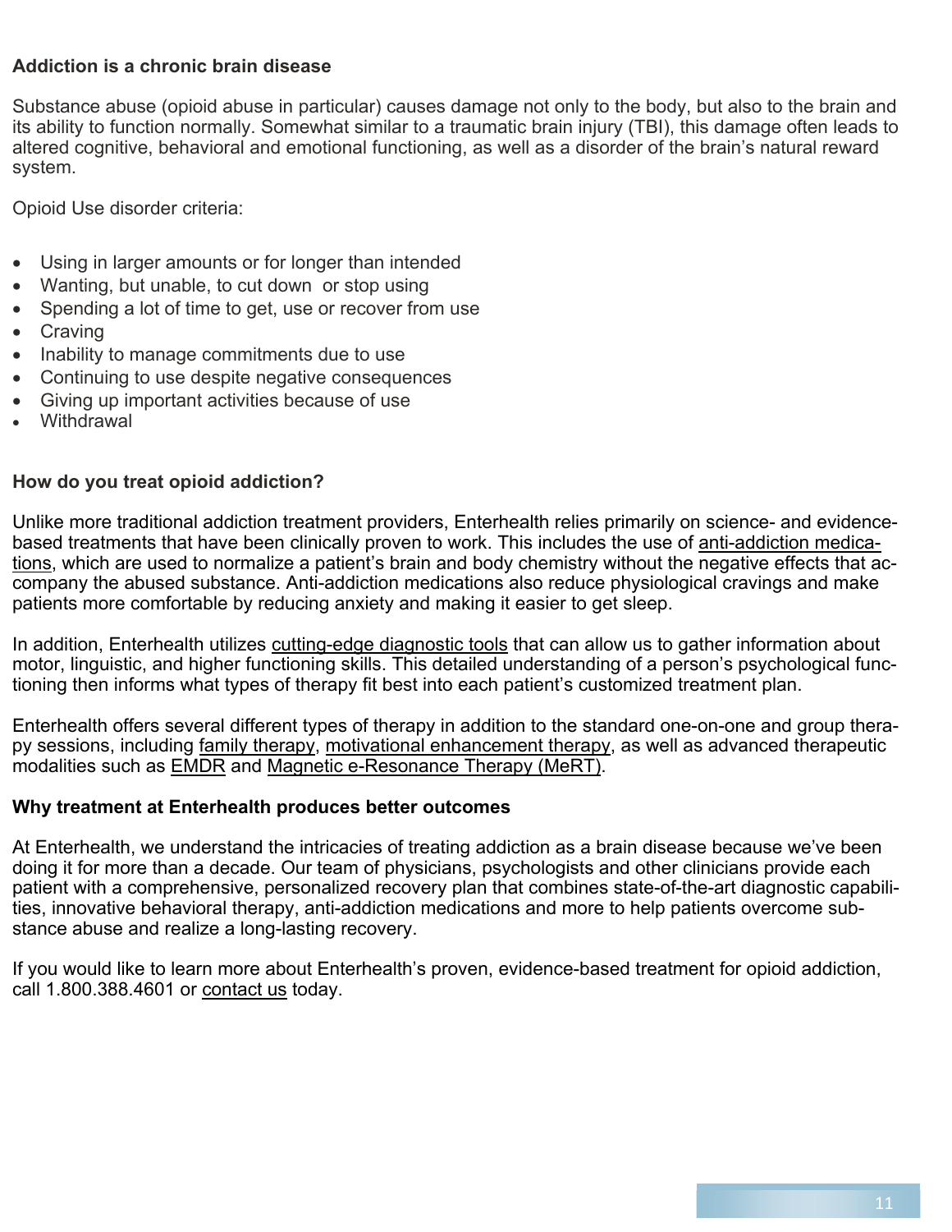**Addiction is a chronic brain disease**

Substance abuse (opioid abuse in particular) causes damage not only to the body, but also to the brain and its ability to function normally. Somewhat similar to a traumatic brain injury (TBI), this damage often leads to altered cognitive, behavioral and emotional functioning, as well as a disorder of the brain's natural reward system.

Opioid Use disorder criteria:

- Using in larger amounts or for longer than intended
- Wanting, but unable, to cut down or stop using
- Spending a lot of time to get, use or recover from use
- Craving
- Inability to manage commitments due to use
- Continuing to use despite negative consequences
- Giving up important activities because of use
- Withdrawal

**How do you treat opioid addiction?**

Unlike more traditional addiction treatment providers, Enterhealth relies primarily on science- and evidence-based treatments that have been clinically proven to work. This includes the use of anti-addiction medications, which are used to normalize a patient's brain and body chemistry without the negative effects that accompany the abused substance. Anti-addiction medications also reduce physiological cravings and make patients more comfortable by reducing anxiety and making it easier to get sleep.

In addition, Enterhealth utilizes cutting-edge diagnostic tools that can allow us to gather information about motor, linguistic, and higher functioning skills. This detailed understanding of a person's psychological functioning then informs what types of therapy fit best into each patient's customized treatment plan.

Enterhealth offers several different types of therapy in addition to the standard one-on-one and group therapy sessions, including family therapy, motivational enhancement therapy, as well as advanced therapeutic modalities such as EMDR and Magnetic e-Resonance Therapy (MeRT).

**Why treatment at Enterhealth produces better outcomes**

At Enterhealth, we understand the intricacies of treating addiction as a brain disease because we've been doing it for more than a decade. Our team of physicians, psychologists and other clinicians provide each patient with a comprehensive, personalized recovery plan that combines state-of-the-art diagnostic capabilities, innovative behavioral therapy, anti-addiction medications and more to help patients overcome substance abuse and realize a long-lasting recovery.

If you would like to learn more about Enterhealth's proven, evidence-based treatment for opioid addiction, call 1.800.388.4601 or contact us today.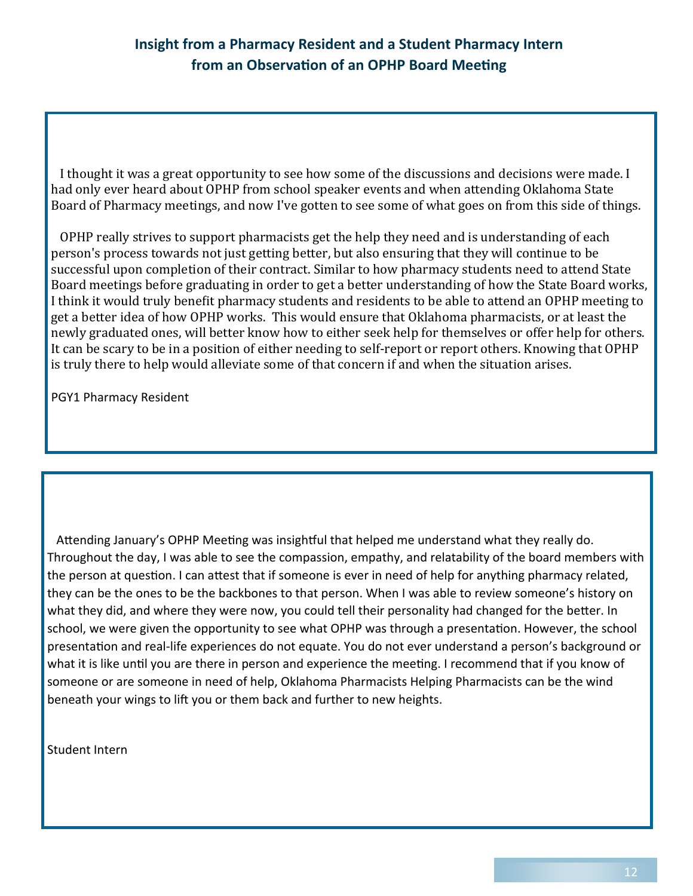## Insight from a Pharmacy Resident and a Student Pharmacy Intern from an Observation of an OPHP Board Meeting

I thought it was a great opportunity to see how some of the discussions and decisions were made. I had only ever heard about OPHP from school speaker events and when attending Oklahoma State Board of Pharmacy meetings, and now I've gotten to see some of what goes on from this side of things.

OPHP really strives to support pharmacists get the help they need and is understanding of each person's process towards not just getting better, but also ensuring that they will continue to be successful upon completion of their contract. Similar to how pharmacy students need to attend State Board meetings before graduating in order to get a better understanding of how the State Board works, I think it would truly benefit pharmacy students and residents to be able to attend an OPHP meeting to get a better idea of how OPHP works. This would ensure that Oklahoma pharmacists, or at least the newly graduated ones, will better know how to either seek help for themselves or offer help for others. It can be scary to be in a position of either needing to self-report or report others. Knowing that OPHP is truly there to help would alleviate some of that concern if and when the situation arises.

PGY1 Pharmacy Resident

---

Attending January's OPHP Meeting was insightful that helped me understand what they really do. Throughout the day, I was able to see the compassion, empathy, and relatability of the board members with the person at question. I can attest that if someone is ever in need of help for anything pharmacy related, they can be the ones to be the backbones to that person. When I was able to review someone's history on what they did, and where they were now, you could tell their personality had changed for the better. In school, we were given the opportunity to see what OPHP was through a presentation. However, the school presentation and real-life experiences do not equate. You do not ever understand a person's background or what it is like until you are there in person and experience the meeting. I recommend that if you know of someone or are someone in need of help, Oklahoma Pharmacists Helping Pharmacists can be the wind beneath your wings to lift you or them back and further to new heights.

Student Intern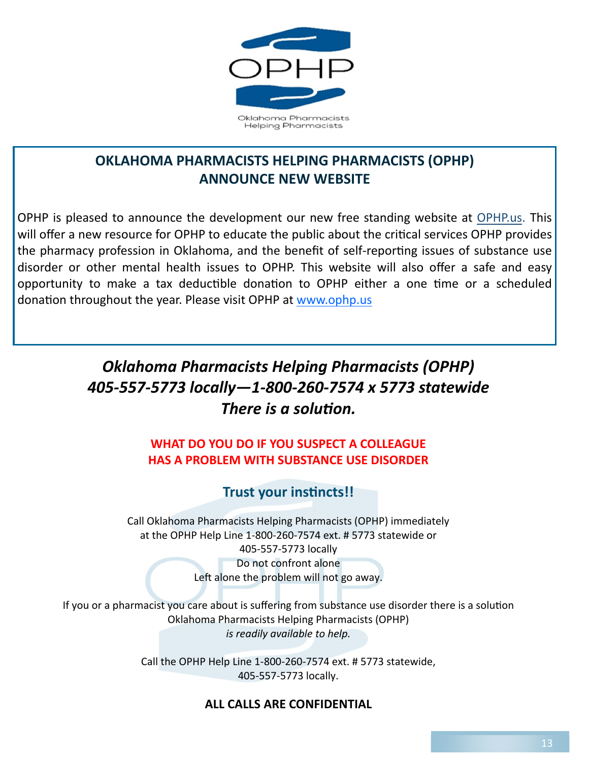OPHP

Oklahoma Pharmacists Helping Pharmacists

## OKLAHOMA PHARMACISTS HELPING PHARMACISTS (OPHP) ANNOUNCE NEW WEBSITE

OPHP is pleased to announce the development our new free standing website at OPHP.us. This will offer a new resource for OPHP to educate the public about the critical services OPHP provides the pharmacy profession in Oklahoma, and the benefit of self-reporting issues of substance use disorder or other mental health issues to OPHP. This website will also offer a safe and easy opportunity to make a tax deductible donation to OPHP either a one time or a scheduled donation throughout the year. Please visit OPHP at www.ophp.us

***Oklahoma Pharmacists Helping Pharmacists (OPHP)***
***405-557-5773 locally—1-800-260-7574 x 5773 statewide***
***There is a solution.***

**WHAT DO YOU DO IF YOU SUSPECT A COLLEAGUE HAS A PROBLEM WITH SUBSTANCE USE DISORDER**

### Trust your instincts!!

Call Oklahoma Pharmacists Helping Pharmacists (OPHP) immediately at the OPHP Help Line 1-800-260-7574 ext. # 5773 statewide or 405-557-5773 locally
Do not confront alone
Left alone the problem will not go away.

If you or a pharmacist you care about is suffering from substance use disorder there is a solution
Oklahoma Pharmacists Helping Pharmacists (OPHP)
*is readily available to help.*

Call the OPHP Help Line 1-800-260-7574 ext. # 5773 statewide,
405-557-5773 locally.

**ALL CALLS ARE CONFIDENTIAL**